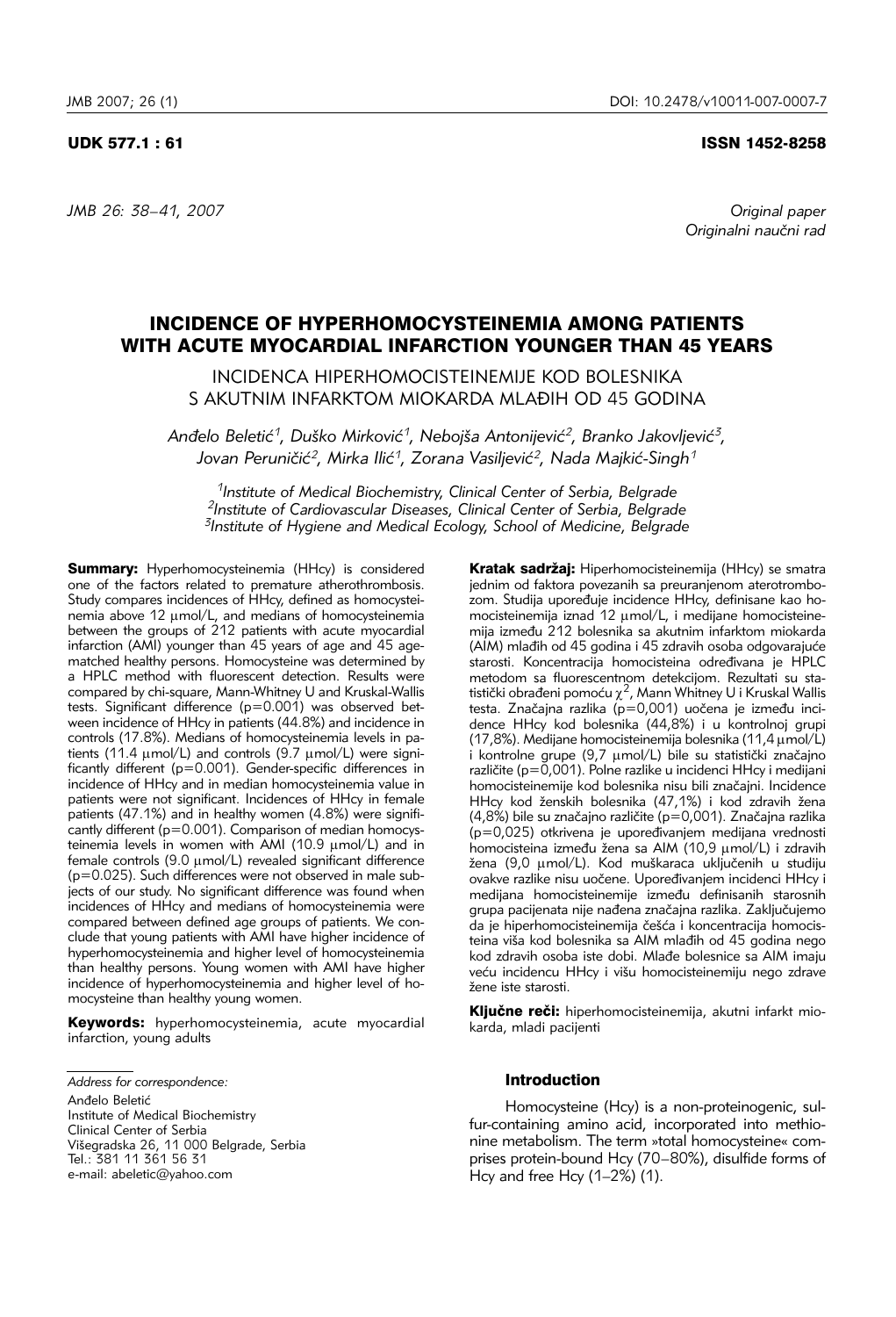UDK 577.1 : 61

ISSN 1452-8258

*JMB 26: 38–41, 2007*

*Original paper*
*Originalni naučni rad*

# INCIDENCE OF HYPERHOMOCYSTEINEMIA AMONG PATIENTS WITH ACUTE MYOCARDIAL INFARCTION YOUNGER THAN 45 YEARS

## INCIDENCA HIPERHOMOCISTEINEMIJE KOD BOLESNIKA S AKUTNIM INFARKTOM MIOKARDA MLAĐIH OD 45 GODINA

*Anđelo Beletić[1], Duško Mirković[1], Nebojša Antonijević[2], Branko Jakovljević[3], Jovan Peruničić[2], Mirka Ilić[1], Zorana Vasiljević[2], Nada Majkić-Singh[1]*

*[1]Institute of Medical Biochemistry, Clinical Center of Serbia, Belgrade*
*[2]Institute of Cardiovascular Diseases, Clinical Center of Serbia, Belgrade*
*[3]Institute of Hygiene and Medical Ecology, School of Medicine, Belgrade*

**Summary:** Hyperhomocysteinemia (HHcy) is considered one of the factors related to premature atherothrombosis. Study compares incidences of HHcy, defined as homocysteinemia above 12 μmol/L, and medians of homocysteinemia between the groups of 212 patients with acute myocardial infarction (AMI) younger than 45 years of age and 45 age-matched healthy persons. Homocysteine was determined by a HPLC method with fluorescent detection. Results were compared by chi-square, Mann-Whitney U and Kruskal-Wallis tests. Significant difference ($p=0.001$) was observed between incidence of HHcy in patients (44.8%) and incidence in controls (17.8%). Medians of homocysteinemia levels in patients (11.4 μmol/L) and controls (9.7 μmol/L) were significantly different ($p=0.001$). Gender-specific differences in incidence of HHcy and in median homocysteinemia value in patients were not significant. Incidences of HHcy in female patients (47.1%) and in healthy women (4.8%) were significantly different ($p=0.001$). Comparison of median homocysteinemia levels in women with AMI (10.9 μmol/L) and in female controls (9.0 μmol/L) revealed significant difference ($p=0.025$). Such differences were not observed in male subjects of our study. No significant difference was found when incidences of HHcy and medians of homocysteinemia were compared between defined age groups of patients. We conclude that young patients with AMI have higher incidence of hyperhomocysteinemia and higher level of homocysteinemia than healthy persons. Young women with AMI have higher incidence of hyperhomocysteinemia and higher level of homocysteine than healthy young women.

**Keywords:** hyperhomocysteinemia, acute myocardial infarction, young adults

**Kratak sadržaj:** Hiperhomocisteinemija (HHcy) se smatra jednim od faktora povezanih sa preuranjenom aterotrombozom. Studija upoređuje incidence HHcy, definisane kao homocisteinemija iznad 12 μmol/L, i medijane homocisteinemija između 212 bolesnika sa akutnim infarktom miokarda (AIM) mlađih od 45 godina i 45 zdravih osoba odgovarajuće starosti. Koncentracija homocisteina određivana je HPLC metodom sa fluorescentnom detekcijom. Rezultati su statistički obrađeni pomoću $\chi^2$, Mann Whitney U i Kruskal Wallis testa. Značajna razlika ($p=0{,}001$) uočena je između incidence HHcy kod bolesnika (44,8%) i u kontrolnoj grupi (17,8%). Medijane homocisteinemija bolesnika (11,4 μmol/L) i kontrolne grupe (9,7 μmol/L) bile su statistički značajno različite ($p=0{,}001$). Polne razlike u incidenci HHcy i medijani homocisteinemije kod bolesnika nisu bili značajni. Incidence HHcy kod ženskih bolesnika (47,1%) i kod zdravih žena (4,8%) bile su značajno različite ($p=0{,}001$). Značajna razlika ($p=0{,}025$) otkrivena je upoređivanjem medijana vrednosti homocisteina između žena sa AIM (10,9 μmol/L) i zdravih žena (9,0 μmol/L). Kod muškaraca uključenih u studiju ovakve razlike nisu uočene. Upoređivanjem incidenci HHcy i medijana homocisteinemije između definisanih starosnih grupa pacijenata nije nađena značajna razlika. Zaključujemo da je hiperhomocisteinemija češća i koncentracija homocisteina viša kod bolesnika sa AIM mlađih od 45 godina nego kod zdravih osoba iste dobi. Mlađe bolesnice sa AIM imaju veću incidencu HHcy i višu homocisteinemiju nego zdrave žene iste starosti.

**Ključne reči:** hiperhomocisteinemija, akutni infarkt miokarda, mladi pacijenti

*Address for correspondence:*

Anđelo Beletić
Institute of Medical Biochemistry
Clinical Center of Serbia
Višegradska 26, 11 000 Belgrade, Serbia
Tel.: 381 11 361 56 31
e-mail: abeletic@yahoo.com

### Introduction

Homocysteine (Hcy) is a non-proteinogenic, sulfur-containing amino acid, incorporated into methionine metabolism. The term »total homocysteine« comprises protein-bound Hcy (70–80%), disulfide forms of Hcy and free Hcy (1–2%) (1).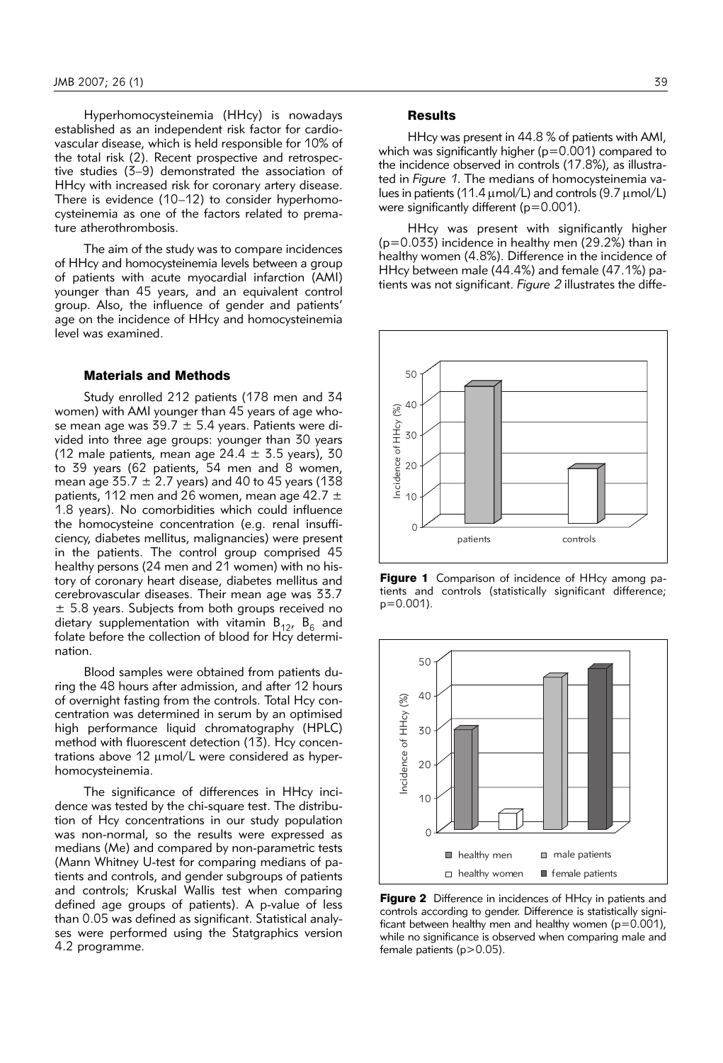Hyperhomocysteinemia (HHcy) is nowadays established as an independent risk factor for cardiovascular disease, which is held responsible for 10% of the total risk (2). Recent prospective and retrospective studies (3–9) demonstrated the association of HHcy with increased risk for coronary artery disease. There is evidence (10–12) to consider hyperhomocysteinemia as one of the factors related to premature atherothrombosis.

The aim of the study was to compare incidences of HHcy and homocysteinemia levels between a group of patients with acute myocardial infarction (AMI) younger than 45 years, and an equivalent control group. Also, the influence of gender and patients' age on the incidence of HHcy and homocysteinemia level was examined.

## Materials and Methods

Study enrolled 212 patients (178 men and 34 women) with AMI younger than 45 years of age whose mean age was 39.7 ± 5.4 years. Patients were divided into three age groups: younger than 30 years (12 male patients, mean age 24.4 ± 3.5 years), 30 to 39 years (62 patients, 54 men and 8 women, mean age 35.7 ± 2.7 years) and 40 to 45 years (138 patients, 112 men and 26 women, mean age 42.7 ± 1.8 years). No comorbidities which could influence the homocysteine concentration (e.g. renal insufficiency, diabetes mellitus, malignancies) were present in the patients. The control group comprised 45 healthy persons (24 men and 21 women) with no history of coronary heart disease, diabetes mellitus and cerebrovascular diseases. Their mean age was 33.7 ± 5.8 years. Subjects from both groups received no dietary supplementation with vitamin $B_{12}$, $B_6$ and folate before the collection of blood for Hcy determination.

Blood samples were obtained from patients during the 48 hours after admission, and after 12 hours of overnight fasting from the controls. Total Hcy concentration was determined in serum by an optimised high performance liquid chromatography (HPLC) method with fluorescent detection (13). Hcy concentrations above 12 μmol/L were considered as hyperhomocysteinemia.

The significance of differences in HHcy incidence was tested by the chi-square test. The distribution of Hcy concentrations in our study population was non-normal, so the results were expressed as medians (Me) and compared by non-parametric tests (Mann Whitney U-test for comparing medians of patients and controls, and gender subgroups of patients and controls; Kruskal Wallis test when comparing defined age groups of patients). A p-value of less than 0.05 was defined as significant. Statistical analyses were performed using the Statgraphics version 4.2 programme.

## Results

HHcy was present in 44.8 % of patients with AMI, which was significantly higher ($p=0.001$) compared to the incidence observed in controls (17.8%), as illustrated in *Figure 1*. The medians of homocysteinemia values in patients (11.4 μmol/L) and controls (9.7 μmol/L) were significantly different ($p=0.001$).

HHcy was present with significantly higher ($p=0.033$) incidence in healthy men (29.2%) than in healthy women (4.8%). Difference in the incidence of HHcy between male (44.4%) and female (47.1%) patients was not significant. *Figure 2* illustrates the diffe-

**Figure 1** Comparison of incidence of HHcy among patients and controls (statistically significant difference; $p=0.001$).

**Figure 2** Difference in incidences of HHcy in patients and controls according to gender. Difference is statistically significant between healthy men and healthy women ($p=0.001$), while no significance is observed when comparing male and female patients ($p>0.05$).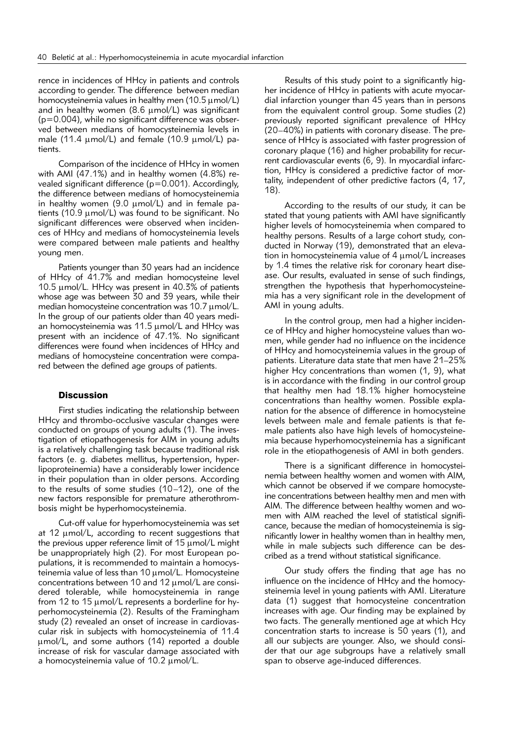rence in incidences of HHcy in patients and controls according to gender. The difference between median homocysteinemia values in healthy men (10.5 μmol/L) and in healthy women (8.6 μmol/L) was significant (p=0.004), while no significant difference was observed between medians of homocysteinemia levels in male (11.4 μmol/L) and female (10.9 μmol/L) patients.

Comparison of the incidence of HHcy in women with AMI (47.1%) and in healthy women (4.8%) revealed significant difference (p=0.001). Accordingly, the difference between medians of homocysteinemia in healthy women (9.0 μmol/L) and in female patients (10.9 μmol/L) was found to be significant. No significant differences were observed when incidences of HHcy and medians of homocysteinemia levels were compared between male patients and healthy young men.

Patients younger than 30 years had an incidence of HHcy of 41.7% and median homocysteine level 10.5 μmol/L. HHcy was present in 40.3% of patients whose age was between 30 and 39 years, while their median homocysteine concentration was 10.7 μmol/L. In the group of our patients older than 40 years median homocysteinemia was 11.5 μmol/L and HHcy was present with an incidence of 47.1%. No significant differences were found when incidences of HHcy and medians of homocysteine concentration were compared between the defined age groups of patients.

## Discussion

First studies indicating the relationship between HHcy and thrombo-occlusive vascular changes were conducted on groups of young adults (1). The investigation of etiopathogenesis for AIM in young adults is a relatively challenging task because traditional risk factors (e. g. diabetes mellitus, hypertension, hyperlipoproteinemia) have a considerably lower incidence in their population than in older persons. According to the results of some studies (10–12), one of the new factors responsible for premature atherothrombosis might be hyperhomocysteinemia.

Cut-off value for hyperhomocysteinemia was set at 12 μmol/L, according to recent suggestions that the previous upper reference limit of 15 μmol/L might be unappropriately high (2). For most European populations, it is recommended to maintain a homocysteinemia value of less than 10 μmol/L. Homocysteine concentrations between 10 and 12 μmol/L are considered tolerable, while homocysteinemia in range from 12 to 15 μmol/L represents a borderline for hyperhomocysteinemia (2). Results of the Framingham study (2) revealed an onset of increase in cardiovascular risk in subjects with homocysteinemia of 11.4 μmol/L, and some authors (14) reported a double increase of risk for vascular damage associated with a homocysteinemia value of 10.2 μmol/L.

Results of this study point to a significantly higher incidence of HHcy in patients with acute myocardial infarction younger than 45 years than in persons from the equivalent control group. Some studies (2) previously reported significant prevalence of HHcy (20–40%) in patients with coronary disease. The presence of HHcy is associated with faster progression of coronary plaque (16) and higher probability for recurrent cardiovascular events (6, 9). In myocardial infarction, HHcy is considered a predictive factor of mortality, independent of other predictive factors (4, 17, 18).

According to the results of our study, it can be stated that young patients with AMI have significantly higher levels of homocysteinemia when compared to healthy persons. Results of a large cohort study, conducted in Norway (19), demonstrated that an elevation in homocysteinemia value of 4 μmol/L increases by 1.4 times the relative risk for coronary heart disease. Our results, evaluated in sense of such findings, strengthen the hypothesis that hyperhomocysteinemia has a very significant role in the development of AMI in young adults.

In the control group, men had a higher incidence of HHcy and higher homocysteine values than women, while gender had no influence on the incidence of HHcy and homocysteinemia values in the group of patients. Literature data state that men have 21–25% higher Hcy concentrations than women (1, 9), what is in accordance with the finding in our control group that healthy men had 18.1% higher homocysteine concentrations than healthy women. Possible explanation for the absence of difference in homocysteine levels between male and female patients is that female patients also have high levels of homocysteinemia because hyperhomocysteinemia has a significant role in the etiopathogenesis of AMI in both genders.

There is a significant difference in homocysteinemia between healthy women and women with AIM, which cannot be observed if we compare homocysteine concentrations between healthy men and men with AIM. The difference between healthy women and women with AIM reached the level of statistical significance, because the median of homocysteinemia is significantly lower in healthy women than in healthy men, while in male subjects such difference can be described as a trend without statistical significance.

Our study offers the finding that age has no influence on the incidence of HHcy and the homocysteinemia level in young patients with AMI. Literature data (1) suggest that homocysteine concentration increases with age. Our finding may be explained by two facts. The generally mentioned age at which Hcy concentration starts to increase is 50 years (1), and all our subjects are younger. Also, we should consider that our age subgroups have a relatively small span to observe age-induced differences.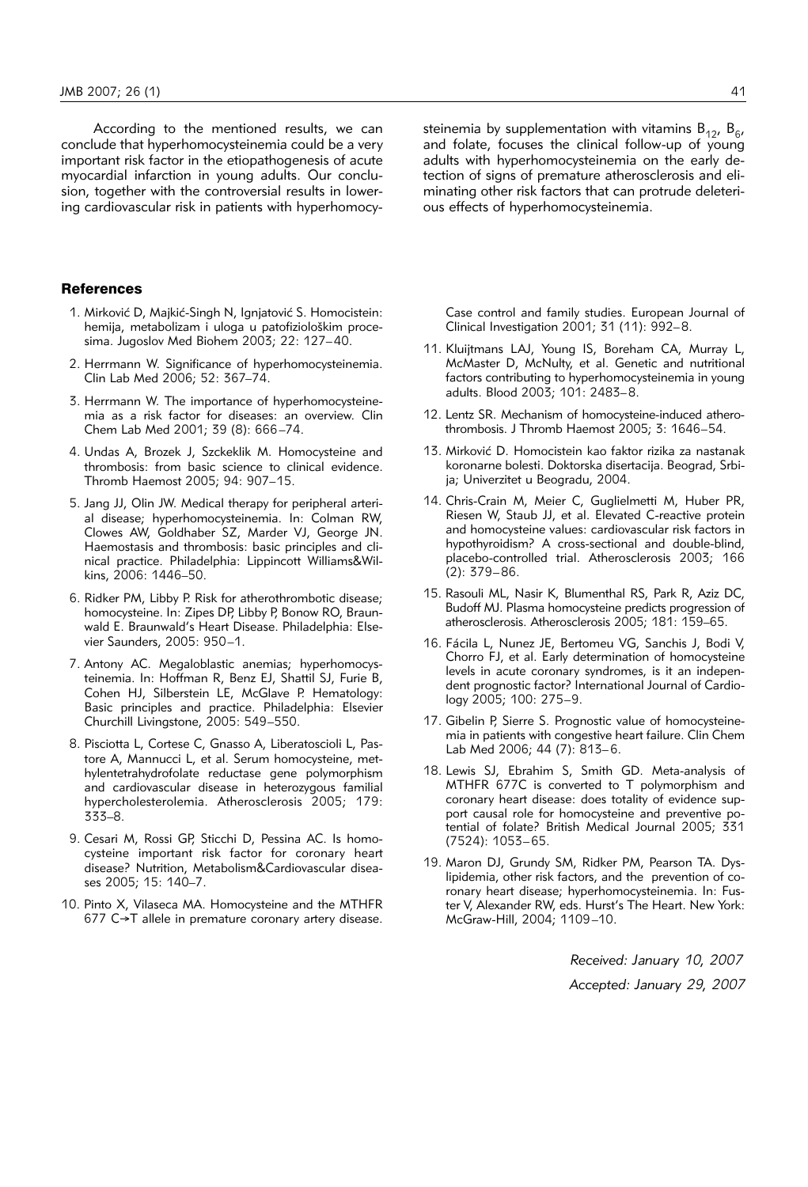According to the mentioned results, we can conclude that hyperhomocysteinemia could be a very important risk factor in the etiopathogenesis of acute myocardial infarction in young adults. Our conclusion, together with the controversial results in lowering cardiovascular risk in patients with hyperhomocysteinemia by supplementation with vitamins $B_{12}$, $B_6$, and folate, focuses the clinical follow-up of young adults with hyperhomocysteinemia on the early detection of signs of premature atherosclerosis and eliminating other risk factors that can protrude deleterious effects of hyperhomocysteinemia.

## References

1. Mirković D, Majkić-Singh N, Ignjatović S. Homocistein: hemija, metabolizam i uloga u patofiziološkim procesima. Jugoslov Med Biohem 2003; 22: 127–40.
2. Herrmann W. Significance of hyperhomocysteinemia. Clin Lab Med 2006; 52: 367–74.
3. Herrmann W. The importance of hyperhomocysteinemia as a risk factor for diseases: an overview. Clin Chem Lab Med 2001; 39 (8): 666–74.
4. Undas A, Brozek J, Szckeklik M. Homocysteine and thrombosis: from basic science to clinical evidence. Thromb Haemost 2005; 94: 907–15.
5. Jang JJ, Olin JW. Medical therapy for peripheral arterial disease; hyperhomocysteinemia. In: Colman RW, Clowes AW, Goldhaber SZ, Marder VJ, George JN. Haemostasis and thrombosis: basic principles and clinical practice. Philadelphia: Lippincott Williams&Wilkins, 2006: 1446–50.
6. Ridker PM, Libby P. Risk for atherothrombotic disease; homocysteine. In: Zipes DP, Libby P, Bonow RO, Braunwald E. Braunwald's Heart Disease. Philadelphia: Elsevier Saunders, 2005: 950–1.
7. Antony AC. Megaloblastic anemias; hyperhomocysteinemia. In: Hoffman R, Benz EJ, Shattil SJ, Furie B, Cohen HJ, Silberstein LE, McGlave P. Hematology: Basic principles and practice. Philadelphia: Elsevier Churchill Livingstone, 2005: 549–550.
8. Pisciotta L, Cortese C, Gnasso A, Liberatoscioli L, Pastore A, Mannucci L, et al. Serum homocysteine, methylentetrahydrofolate reductase gene polymorphism and cardiovascular disease in heterozygous familial hypercholesterolemia. Atherosclerosis 2005; 179: 333–8.
9. Cesari M, Rossi GP, Sticchi D, Pessina AC. Is homocysteine important risk factor for coronary heart disease? Nutrition, Metabolism&Cardiovascular diseases 2005; 15: 140–7.
10. Pinto X, Vilaseca MA. Homocysteine and the MTHFR 677 C→T allele in premature coronary artery disease. Case control and family studies. European Journal of Clinical Investigation 2001; 31 (11): 992–8.
11. Kluijtmans LAJ, Young IS, Boreham CA, Murray L, McMaster D, McNulty, et al. Genetic and nutritional factors contributing to hyperhomocysteinemia in young adults. Blood 2003; 101: 2483–8.
12. Lentz SR. Mechanism of homocysteine-induced atherothrombosis. J Thromb Haemost 2005; 3: 1646–54.
13. Mirković D. Homocistein kao faktor rizika za nastanak koronarne bolesti. Doktorska disertacija. Beograd, Srbija; Univerzitet u Beogradu, 2004.
14. Chris-Crain M, Meier C, Guglielmetti M, Huber PR, Riesen W, Staub JJ, et al. Elevated C-reactive protein and homocysteine values: cardiovascular risk factors in hypothyroidism? A cross-sectional and double-blind, placebo-controlled trial. Atherosclerosis 2003; 166 (2): 379–86.
15. Rasouli ML, Nasir K, Blumenthal RS, Park R, Aziz DC, Budoff MJ. Plasma homocysteine predicts progression of atherosclerosis. Atherosclerosis 2005; 181: 159–65.
16. Fácila L, Nunez JE, Bertomeu VG, Sanchis J, Bodi V, Chorro FJ, et al. Early determination of homocysteine levels in acute coronary syndromes, is it an independent prognostic factor? International Journal of Cardiology 2005; 100: 275–9.
17. Gibelin P, Sierre S. Prognostic value of homocysteinemia in patients with congestive heart failure. Clin Chem Lab Med 2006; 44 (7): 813–6.
18. Lewis SJ, Ebrahim S, Smith GD. Meta-analysis of MTHFR 677C is converted to T polymorphism and coronary heart disease: does totality of evidence support causal role for homocysteine and preventive potential of folate? British Medical Journal 2005; 331 (7524): 1053–65.
19. Maron DJ, Grundy SM, Ridker PM, Pearson TA. Dyslipidemia, other risk factors, and the prevention of coronary heart disease; hyperhomocysteinemia. In: Fuster V, Alexander RW, eds. Hurst's The Heart. New York: McGraw-Hill, 2004; 1109–10.

*Received: January 10, 2007*

*Accepted: January 29, 2007*